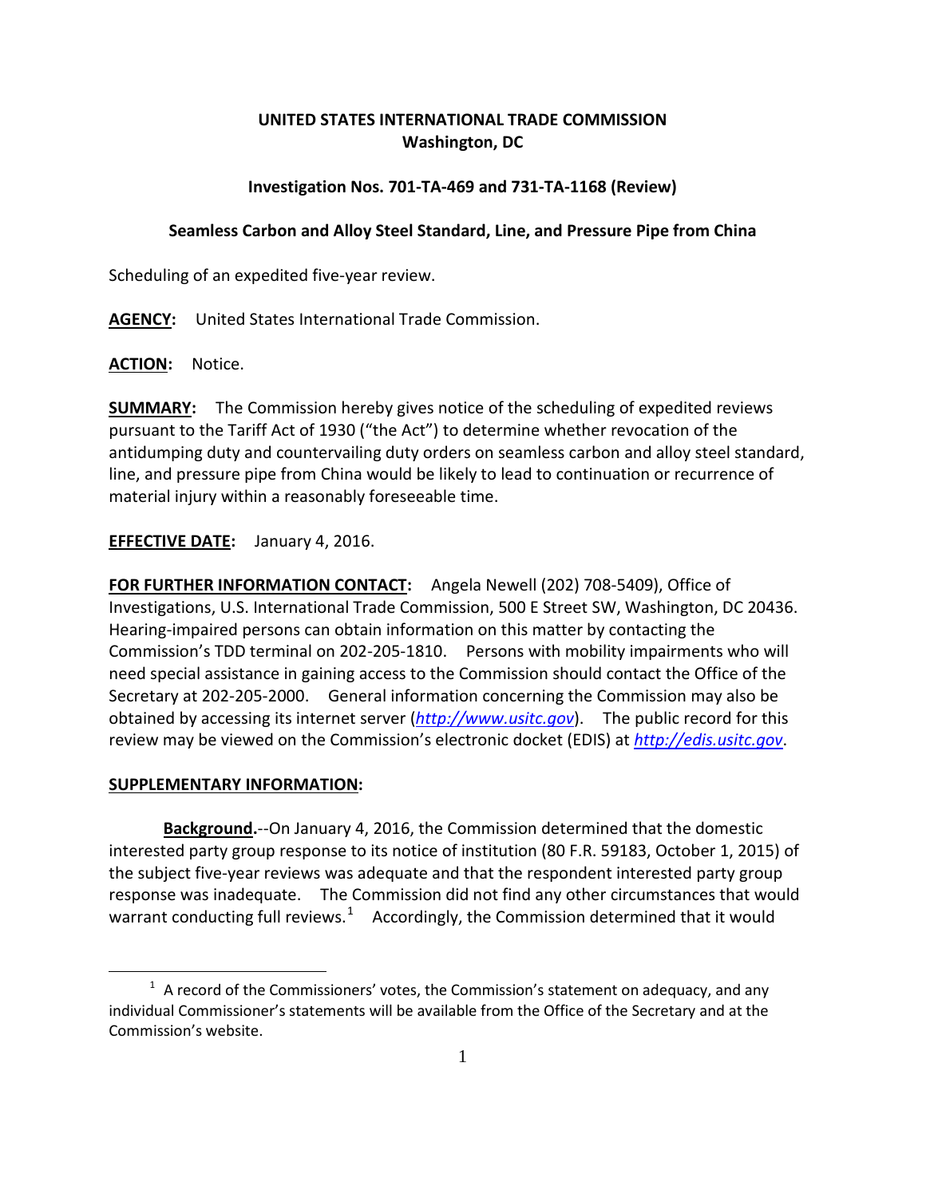**UNITED STATES INTERNATIONAL TRADE COMMISSION**
**Washington, DC**

**Investigation Nos. 701-TA-469 and 731-TA-1168 (Review)**

**Seamless Carbon and Alloy Steel Standard, Line, and Pressure Pipe from China**

Scheduling of an expedited five-year review.

**AGENCY:** United States International Trade Commission.

**ACTION:** Notice.

**SUMMARY:** The Commission hereby gives notice of the scheduling of expedited reviews pursuant to the Tariff Act of 1930 ("the Act") to determine whether revocation of the antidumping duty and countervailing duty orders on seamless carbon and alloy steel standard, line, and pressure pipe from China would be likely to lead to continuation or recurrence of material injury within a reasonably foreseeable time.

**EFFECTIVE DATE:** January 4, 2016.

**FOR FURTHER INFORMATION CONTACT:** Angela Newell (202) 708-5409), Office of Investigations, U.S. International Trade Commission, 500 E Street SW, Washington, DC 20436. Hearing-impaired persons can obtain information on this matter by contacting the Commission's TDD terminal on 202-205-1810. Persons with mobility impairments who will need special assistance in gaining access to the Commission should contact the Office of the Secretary at 202-205-2000. General information concerning the Commission may also be obtained by accessing its internet server (*http://www.usitc.gov*). The public record for this review may be viewed on the Commission's electronic docket (EDIS) at *http://edis.usitc.gov*.

**SUPPLEMENTARY INFORMATION:**

**Background.**--On January 4, 2016, the Commission determined that the domestic interested party group response to its notice of institution (80 F.R. 59183, October 1, 2015) of the subject five-year reviews was adequate and that the respondent interested party group response was inadequate. The Commission did not find any other circumstances that would warrant conducting full reviews.[1] Accordingly, the Commission determined that it would

[1] A record of the Commissioners' votes, the Commission's statement on adequacy, and any individual Commissioner's statements will be available from the Office of the Secretary and at the Commission's website.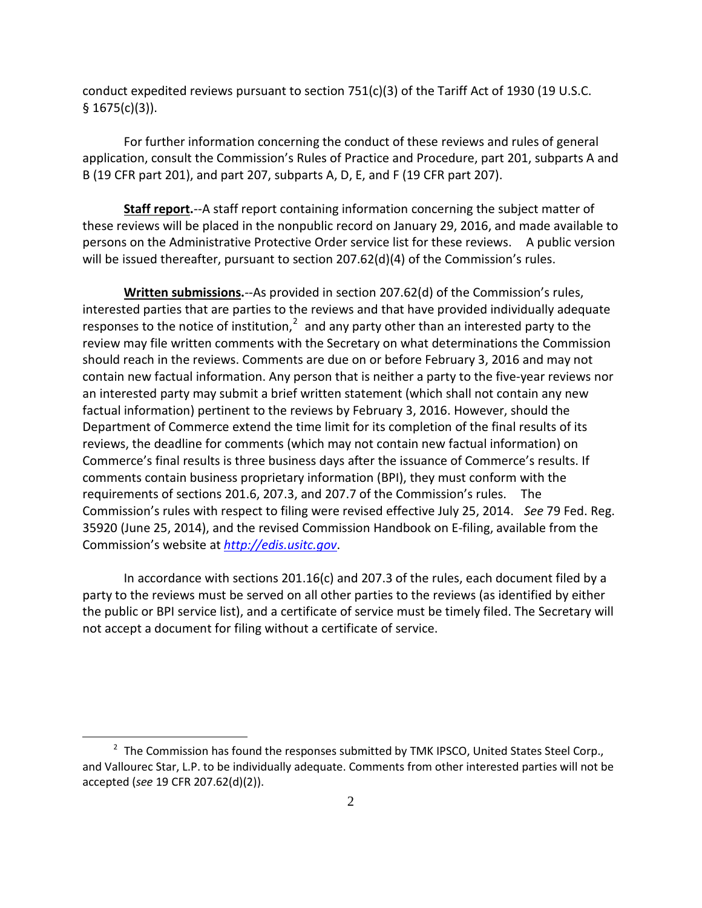conduct expedited reviews pursuant to section 751(c)(3) of the Tariff Act of 1930 (19 U.S.C. § 1675(c)(3)).

For further information concerning the conduct of these reviews and rules of general application, consult the Commission's Rules of Practice and Procedure, part 201, subparts A and B (19 CFR part 201), and part 207, subparts A, D, E, and F (19 CFR part 207).

**Staff report.**--A staff report containing information concerning the subject matter of these reviews will be placed in the nonpublic record on January 29, 2016, and made available to persons on the Administrative Protective Order service list for these reviews. A public version will be issued thereafter, pursuant to section 207.62(d)(4) of the Commission's rules.

**Written submissions.**--As provided in section 207.62(d) of the Commission's rules, interested parties that are parties to the reviews and that have provided individually adequate responses to the notice of institution,[2] and any party other than an interested party to the review may file written comments with the Secretary on what determinations the Commission should reach in the reviews. Comments are due on or before February 3, 2016 and may not contain new factual information. Any person that is neither a party to the five-year reviews nor an interested party may submit a brief written statement (which shall not contain any new factual information) pertinent to the reviews by February 3, 2016. However, should the Department of Commerce extend the time limit for its completion of the final results of its reviews, the deadline for comments (which may not contain new factual information) on Commerce's final results is three business days after the issuance of Commerce's results. If comments contain business proprietary information (BPI), they must conform with the requirements of sections 201.6, 207.3, and 207.7 of the Commission's rules. The Commission's rules with respect to filing were revised effective July 25, 2014. *See* 79 Fed. Reg. 35920 (June 25, 2014), and the revised Commission Handbook on E-filing, available from the Commission's website at *http://edis.usitc.gov*.

In accordance with sections 201.16(c) and 207.3 of the rules, each document filed by a party to the reviews must be served on all other parties to the reviews (as identified by either the public or BPI service list), and a certificate of service must be timely filed. The Secretary will not accept a document for filing without a certificate of service.

---

[2] The Commission has found the responses submitted by TMK IPSCO, United States Steel Corp., and Vallourec Star, L.P. to be individually adequate. Comments from other interested parties will not be accepted (*see* 19 CFR 207.62(d)(2)).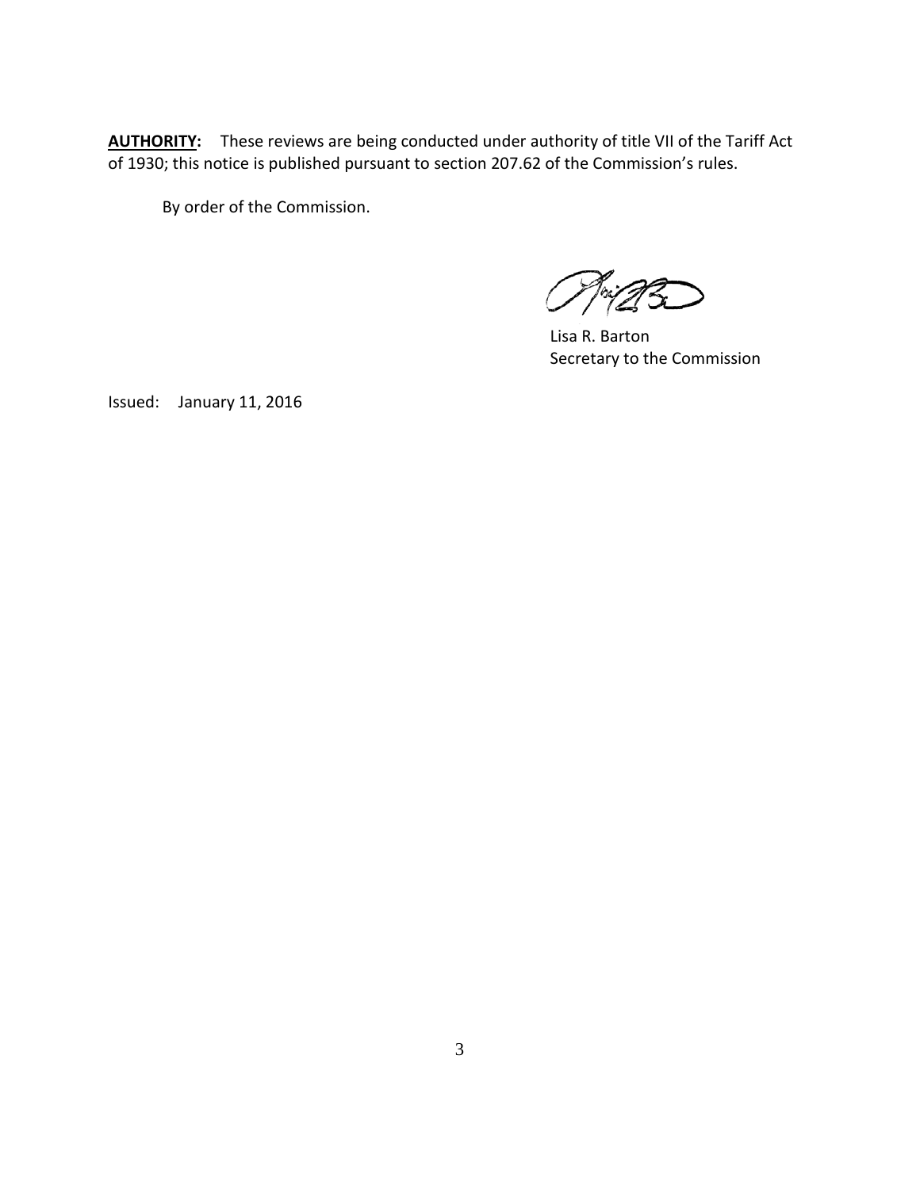**AUTHORITY:** These reviews are being conducted under authority of title VII of the Tariff Act of 1930; this notice is published pursuant to section 207.62 of the Commission's rules.

By order of the Commission.

Lisa R. Barton
Secretary to the Commission

Issued: January 11, 2016